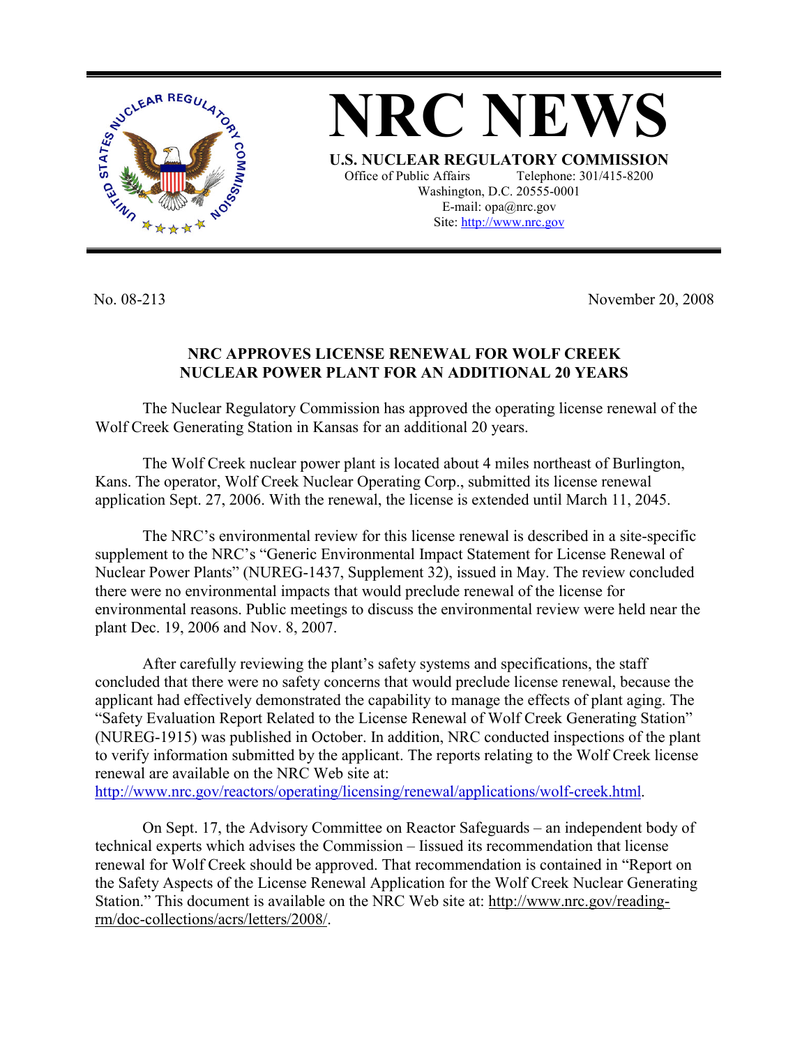# NRC NEWS

**U.S. NUCLEAR REGULATORY COMMISSION**

Office of Public Affairs Telephone: 301/415-8200
Washington, D.C. 20555-0001
E-mail: opa@nrc.gov
Site: http://www.nrc.gov

No. 08-213 November 20, 2008

## NRC APPROVES LICENSE RENEWAL FOR WOLF CREEK NUCLEAR POWER PLANT FOR AN ADDITIONAL 20 YEARS

The Nuclear Regulatory Commission has approved the operating license renewal of the Wolf Creek Generating Station in Kansas for an additional 20 years.

The Wolf Creek nuclear power plant is located about 4 miles northeast of Burlington, Kans. The operator, Wolf Creek Nuclear Operating Corp., submitted its license renewal application Sept. 27, 2006. With the renewal, the license is extended until March 11, 2045.

The NRC's environmental review for this license renewal is described in a site-specific supplement to the NRC's "Generic Environmental Impact Statement for License Renewal of Nuclear Power Plants" (NUREG-1437, Supplement 32), issued in May. The review concluded there were no environmental impacts that would preclude renewal of the license for environmental reasons. Public meetings to discuss the environmental review were held near the plant Dec. 19, 2006 and Nov. 8, 2007.

After carefully reviewing the plant's safety systems and specifications, the staff concluded that there were no safety concerns that would preclude license renewal, because the applicant had effectively demonstrated the capability to manage the effects of plant aging. The "Safety Evaluation Report Related to the License Renewal of Wolf Creek Generating Station" (NUREG-1915) was published in October. In addition, NRC conducted inspections of the plant to verify information submitted by the applicant. The reports relating to the Wolf Creek license renewal are available on the NRC Web site at: http://www.nrc.gov/reactors/operating/licensing/renewal/applications/wolf-creek.html.

On Sept. 17, the Advisory Committee on Reactor Safeguards – an independent body of technical experts which advises the Commission – Issued its recommendation that license renewal for Wolf Creek should be approved. That recommendation is contained in "Report on the Safety Aspects of the License Renewal Application for the Wolf Creek Nuclear Generating Station." This document is available on the NRC Web site at: http://www.nrc.gov/reading-rm/doc-collections/acrs/letters/2008/.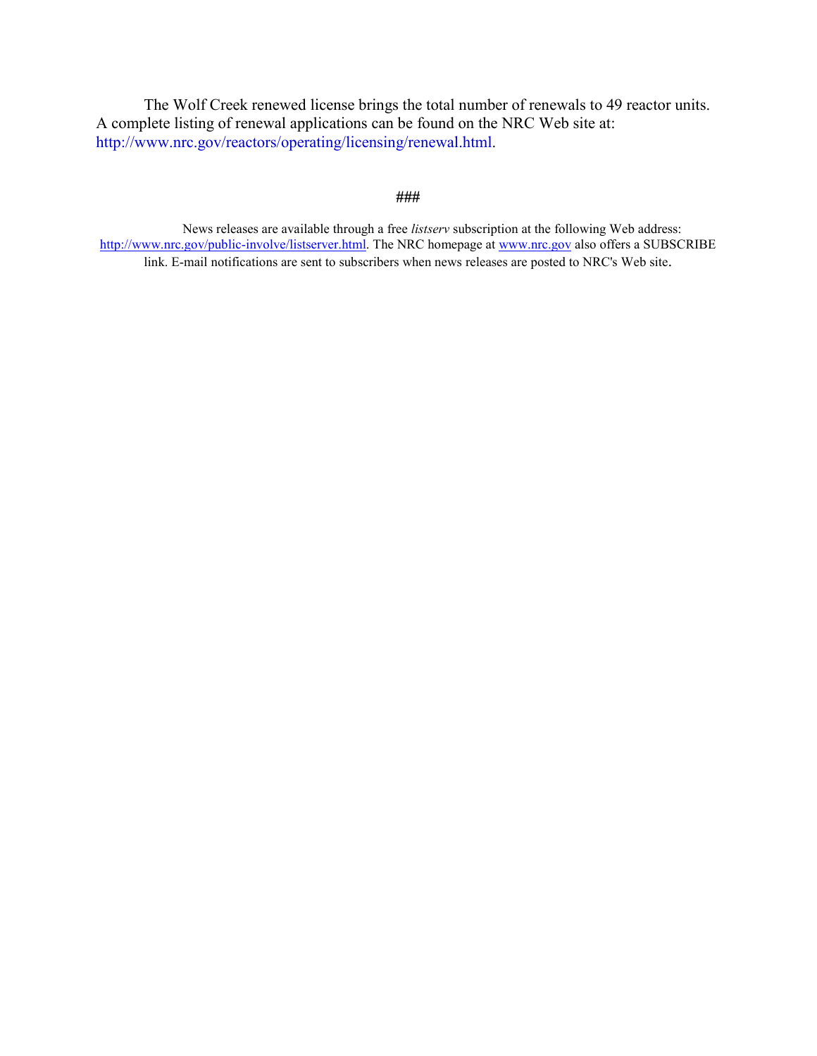The Wolf Creek renewed license brings the total number of renewals to 49 reactor units. A complete listing of renewal applications can be found on the NRC Web site at: http://www.nrc.gov/reactors/operating/licensing/renewal.html.

###

News releases are available through a free *listserv* subscription at the following Web address: http://www.nrc.gov/public-involve/listserver.html. The NRC homepage at www.nrc.gov also offers a SUBSCRIBE link. E-mail notifications are sent to subscribers when news releases are posted to NRC's Web site.